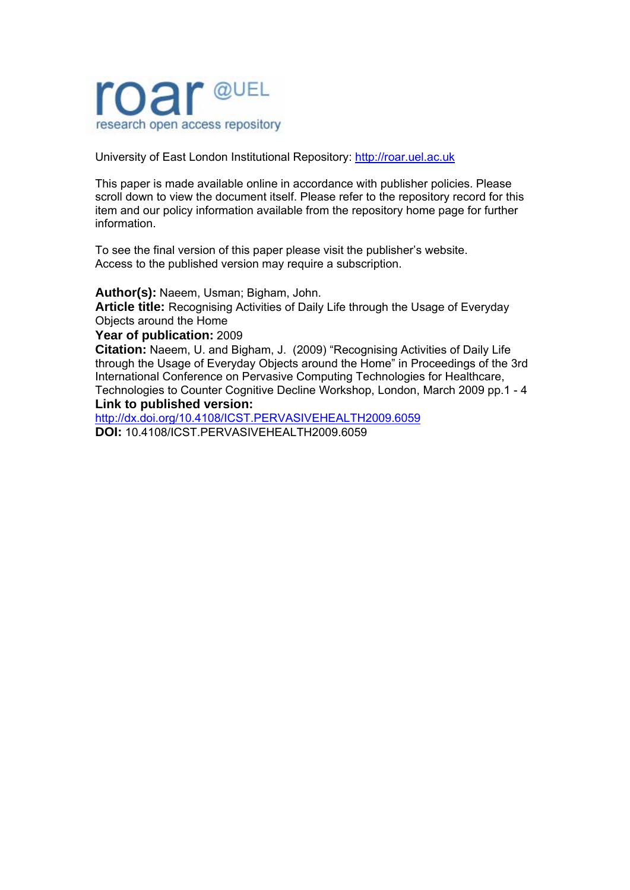roar @UEL
research open access repository

University of East London Institutional Repository: http://roar.uel.ac.uk

This paper is made available online in accordance with publisher policies. Please scroll down to view the document itself. Please refer to the repository record for this item and our policy information available from the repository home page for further information.

To see the final version of this paper please visit the publisher's website. Access to the published version may require a subscription.

**Author(s):** Naeem, Usman; Bigham, John.
**Article title:** Recognising Activities of Daily Life through the Usage of Everyday Objects around the Home
**Year of publication:** 2009
**Citation:** Naeem, U. and Bigham, J. (2009) "Recognising Activities of Daily Life through the Usage of Everyday Objects around the Home" in Proceedings of the 3rd International Conference on Pervasive Computing Technologies for Healthcare, Technologies to Counter Cognitive Decline Workshop, London, March 2009 pp.1 - 4
**Link to published version:**
http://dx.doi.org/10.4108/ICST.PERVASIVEHEALTH2009.6059
**DOI:** 10.4108/ICST.PERVASIVEHEALTH2009.6059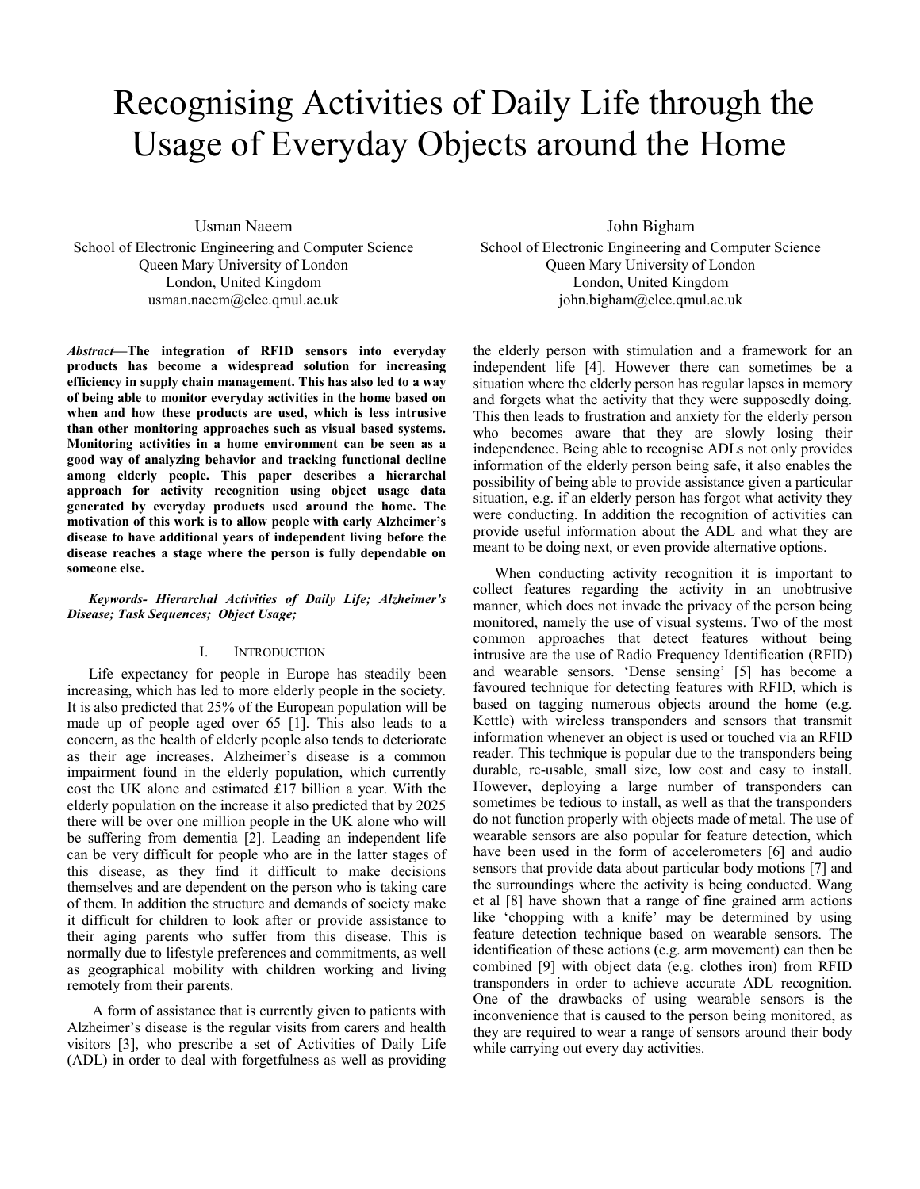# Recognising Activities of Daily Life through the Usage of Everyday Objects around the Home

Usman Naeem
School of Electronic Engineering and Computer Science
Queen Mary University of London
London, United Kingdom
usman.naeem@elec.qmul.ac.uk

John Bigham
School of Electronic Engineering and Computer Science
Queen Mary University of London
London, United Kingdom
john.bigham@elec.qmul.ac.uk

***Abstract*—The integration of RFID sensors into everyday products has become a widespread solution for increasing efficiency in supply chain management. This has also led to a way of being able to monitor everyday activities in the home based on when and how these products are used, which is less intrusive than other monitoring approaches such as visual based systems. Monitoring activities in a home environment can be seen as a good way of analyzing behavior and tracking functional decline among elderly people. This paper describes a hierarchal approach for activity recognition using object usage data generated by everyday products used around the home. The motivation of this work is to allow people with early Alzheimer's disease to have additional years of independent living before the disease reaches a stage where the person is fully dependable on someone else.**

***Keywords- Hierarchal Activities of Daily Life; Alzheimer's Disease; Task Sequences; Object Usage;***

## I. Introduction

Life expectancy for people in Europe has steadily been increasing, which has led to more elderly people in the society. It is also predicted that 25% of the European population will be made up of people aged over 65 [1]. This also leads to a concern, as the health of elderly people also tends to deteriorate as their age increases. Alzheimer's disease is a common impairment found in the elderly population, which currently cost the UK alone and estimated £17 billion a year. With the elderly population on the increase it also predicted that by 2025 there will be over one million people in the UK alone who will be suffering from dementia [2]. Leading an independent life can be very difficult for people who are in the latter stages of this disease, as they find it difficult to make decisions themselves and are dependent on the person who is taking care of them. In addition the structure and demands of society make it difficult for children to look after or provide assistance to their aging parents who suffer from this disease. This is normally due to lifestyle preferences and commitments, as well as geographical mobility with children working and living remotely from their parents.

A form of assistance that is currently given to patients with Alzheimer's disease is the regular visits from carers and health visitors [3], who prescribe a set of Activities of Daily Life (ADL) in order to deal with forgetfulness as well as providing the elderly person with stimulation and a framework for an independent life [4]. However there can sometimes be a situation where the elderly person has regular lapses in memory and forgets what the activity that they were supposedly doing. This then leads to frustration and anxiety for the elderly person who becomes aware that they are slowly losing their independence. Being able to recognise ADLs not only provides information of the elderly person being safe, it also enables the possibility of being able to provide assistance given a particular situation, e.g. if an elderly person has forgot what activity they were conducting. In addition the recognition of activities can provide useful information about the ADL and what they are meant to be doing next, or even provide alternative options.

When conducting activity recognition it is important to collect features regarding the activity in an unobtrusive manner, which does not invade the privacy of the person being monitored, namely the use of visual systems. Two of the most common approaches that detect features without being intrusive are the use of Radio Frequency Identification (RFID) and wearable sensors. 'Dense sensing' [5] has become a favoured technique for detecting features with RFID, which is based on tagging numerous objects around the home (e.g. Kettle) with wireless transponders and sensors that transmit information whenever an object is used or touched via an RFID reader. This technique is popular due to the transponders being durable, re-usable, small size, low cost and easy to install. However, deploying a large number of transponders can sometimes be tedious to install, as well as that the transponders do not function properly with objects made of metal. The use of wearable sensors are also popular for feature detection, which have been used in the form of accelerometers [6] and audio sensors that provide data about particular body motions [7] and the surroundings where the activity is being conducted. Wang et al [8] have shown that a range of fine grained arm actions like 'chopping with a knife' may be determined by using feature detection technique based on wearable sensors. The identification of these actions (e.g. arm movement) can then be combined [9] with object data (e.g. clothes iron) from RFID transponders in order to achieve accurate ADL recognition. One of the drawbacks of using wearable sensors is the inconvenience that is caused to the person being monitored, as they are required to wear a range of sensors around their body while carrying out every day activities.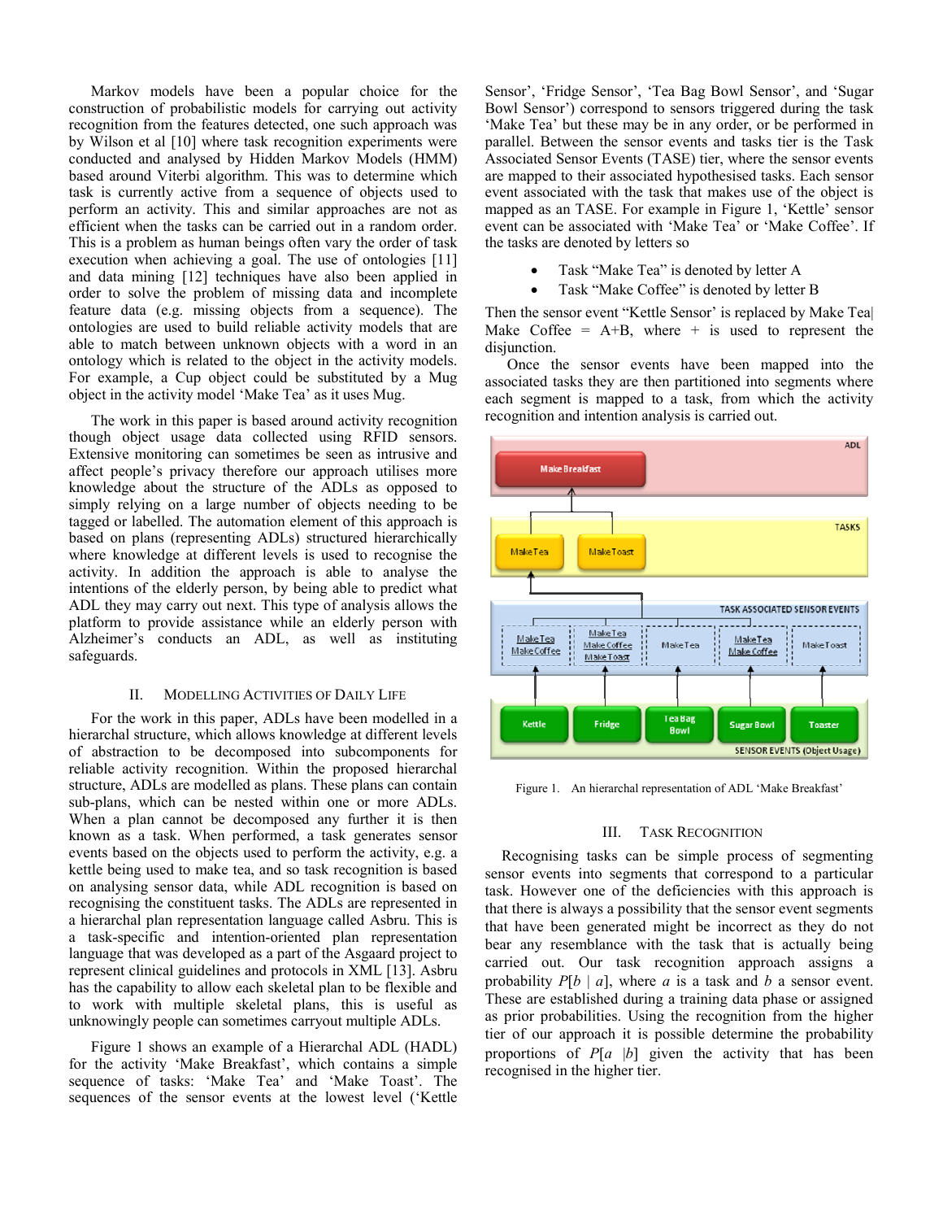Markov models have been a popular choice for the construction of probabilistic models for carrying out activity recognition from the features detected, one such approach was by Wilson et al [10] where task recognition experiments were conducted and analysed by Hidden Markov Models (HMM) based around Viterbi algorithm. This was to determine which task is currently active from a sequence of objects used to perform an activity. This and similar approaches are not as efficient when the tasks can be carried out in a random order. This is a problem as human beings often vary the order of task execution when achieving a goal. The use of ontologies [11] and data mining [12] techniques have also been applied in order to solve the problem of missing data and incomplete feature data (e.g. missing objects from a sequence). The ontologies are used to build reliable activity models that are able to match between unknown objects with a word in an ontology which is related to the object in the activity models. For example, a Cup object could be substituted by a Mug object in the activity model 'Make Tea' as it uses Mug.

The work in this paper is based around activity recognition though object usage data collected using RFID sensors. Extensive monitoring can sometimes be seen as intrusive and affect people's privacy therefore our approach utilises more knowledge about the structure of the ADLs as opposed to simply relying on a large number of objects needing to be tagged or labelled. The automation element of this approach is based on plans (representing ADLs) structured hierarchically where knowledge at different levels is used to recognise the activity. In addition the approach is able to analyse the intentions of the elderly person, by being able to predict what ADL they may carry out next. This type of analysis allows the platform to provide assistance while an elderly person with Alzheimer's conducts an ADL, as well as instituting safeguards.

## II. Modelling Activities of Daily Life

For the work in this paper, ADLs have been modelled in a hierarchical structure, which allows knowledge at different levels of abstraction to be decomposed into subcomponents for reliable activity recognition. Within the proposed hierarchal structure, ADLs are modelled as plans. These plans can contain sub-plans, which can be nested within one or more ADLs. When a plan cannot be decomposed any further it is then known as a task. When performed, a task generates sensor events based on the objects used to perform the activity, e.g. a kettle being used to make tea, and so task recognition is based on analysing sensor data, while ADL recognition is based on recognising the constituent tasks. The ADLs are represented in a hierarchal plan representation language called Asbru. This is a task-specific and intention-oriented plan representation language that was developed as a part of the Asgaard project to represent clinical guidelines and protocols in XML [13]. Asbru has the capability to allow each skeletal plan to be flexible and to work with multiple skeletal plans, this is useful as unknowingly people can sometimes carryout multiple ADLs.

Figure 1 shows an example of a Hierarchal ADL (HADL) for the activity 'Make Breakfast', which contains a simple sequence of tasks: 'Make Tea' and 'Make Toast'. The sequences of the sensor events at the lowest level ('Kettle Sensor', 'Fridge Sensor', 'Tea Bag Bowl Sensor', and 'Sugar Bowl Sensor') correspond to sensors triggered during the task 'Make Tea' but these may be in any order, or be performed in parallel. Between the sensor events and tasks tier is the Task Associated Sensor Events (TASE) tier, where the sensor events are mapped to their associated hypothesised tasks. Each sensor event associated with the task that makes use of the object is mapped as an TASE. For example in Figure 1, 'Kettle' sensor event can be associated with 'Make Tea' or 'Make Coffee'. If the tasks are denoted by letters so

- Task "Make Tea" is denoted by letter A
- Task "Make Coffee" is denoted by letter B

Then the sensor event "Kettle Sensor' is replaced by Make Tea| Make Coffee = A+B, where + is used to represent the disjunction.

Once the sensor events have been mapped into the associated tasks they are then partitioned into segments where each segment is mapped to a task, from which the activity recognition and intention analysis is carried out.

Figure 1. An hierarchal representation of ADL 'Make Breakfast'

## III. Task Recognition

Recognising tasks can be simple process of segmenting sensor events into segments that correspond to a particular task. However one of the deficiencies with this approach is that there is always a possibility that the sensor event segments that have been generated might be incorrect as they do not bear any resemblance with the task that is actually being carried out. Our task recognition approach assigns a probability $P[b \mid a]$, where $a$ is a task and $b$ a sensor event. These are established during a training data phase or assigned as prior probabilities. Using the recognition from the higher tier of our approach it is possible determine the probability proportions of $P[a \mid b]$ given the activity that has been recognised in the higher tier.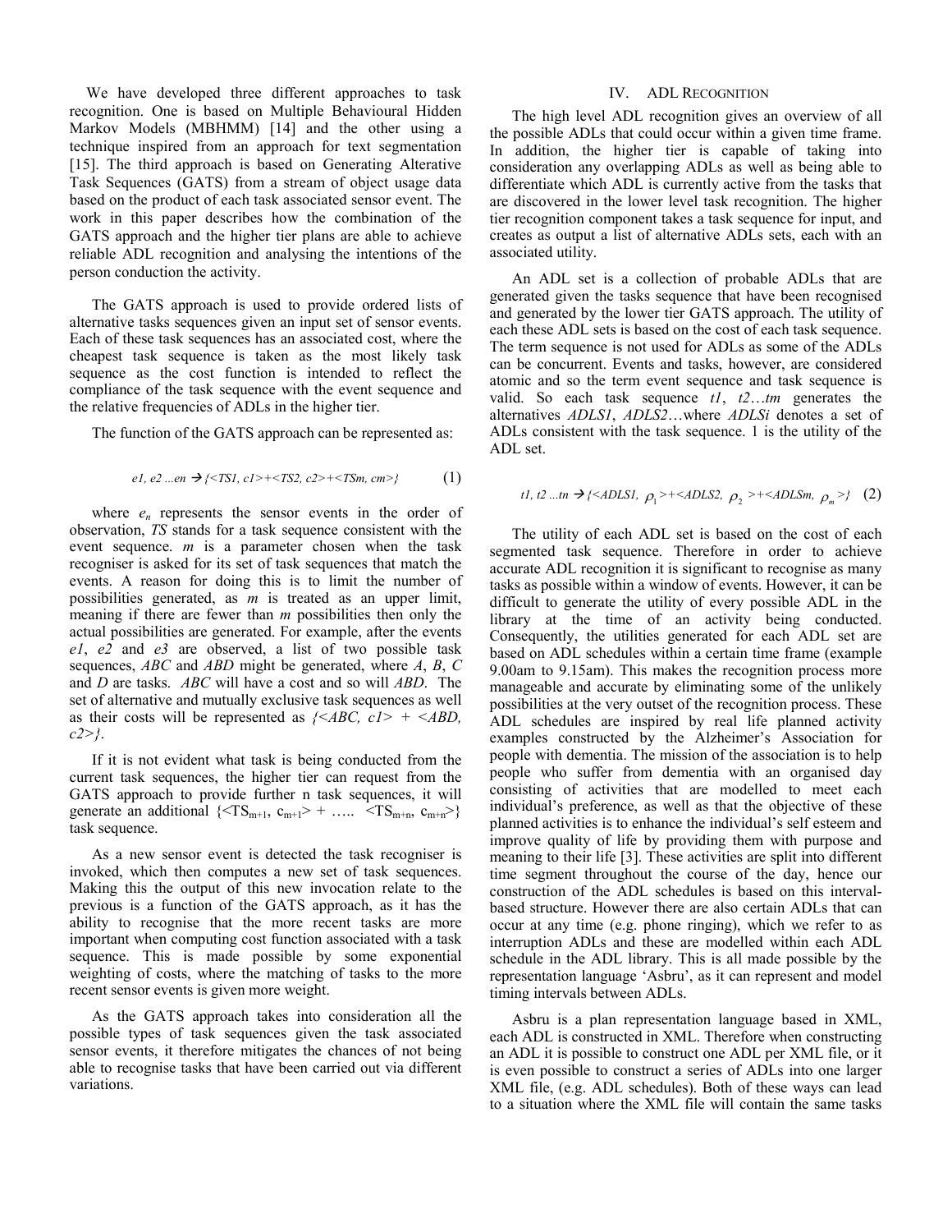We have developed three different approaches to task recognition. One is based on Multiple Behavioural Hidden Markov Models (MBHMM) [14] and the other using a technique inspired from an approach for text segmentation [15]. The third approach is based on Generating Alterative Task Sequences (GATS) from a stream of object usage data based on the product of each task associated sensor event. The work in this paper describes how the combination of the GATS approach and the higher tier plans are able to achieve reliable ADL recognition and analysing the intentions of the person conduction the activity.

The GATS approach is used to provide ordered lists of alternative tasks sequences given an input set of sensor events. Each of these task sequences has an associated cost, where the cheapest task sequence is taken as the most likely task sequence as the cost function is intended to reflect the compliance of the task sequence with the event sequence and the relative frequencies of ADLs in the higher tier.

The function of the GATS approach can be represented as:

$$e1, e2 \ldots en \rightarrow \{<TS1, c1>+<TS2, c2>+<TSm, cm>\} \quad (1)$$

where $e_n$ represents the sensor events in the order of observation, *TS* stands for a task sequence consistent with the event sequence. *m* is a parameter chosen when the task recogniser is asked for its set of task sequences that match the events. A reason for doing this is to limit the number of possibilities generated, as *m* is treated as an upper limit, meaning if there are fewer than *m* possibilities then only the actual possibilities are generated. For example, after the events *e1*, *e2* and *e3* are observed, a list of two possible task sequences, *ABC* and *ABD* might be generated, where *A*, *B*, *C* and *D* are tasks. *ABC* will have a cost and so will *ABD*. The set of alternative and mutually exclusive task sequences as well as their costs will be represented as *{<ABC, c1> + <ABD, c2>}*.

If it is not evident what task is being conducted from the current task sequences, the higher tier can request from the GATS approach to provide further n task sequences, it will generate an additional $\{<TS_{m+1}, c_{m+1}> + \ldots\ <TS_{m+n}, c_{m+n}>\}$ task sequence.

As a new sensor event is detected the task recogniser is invoked, which then computes a new set of task sequences. Making this the output of this new invocation relate to the previous is a function of the GATS approach, as it has the ability to recognise that the more recent tasks are more important when computing cost function associated with a task sequence. This is made possible by some exponential weighting of costs, where the matching of tasks to the more recent sensor events is given more weight.

As the GATS approach takes into consideration all the possible types of task sequences given the task associated sensor events, it therefore mitigates the chances of not being able to recognise tasks that have been carried out via different variations.

## IV. ADL Recognition

The high level ADL recognition gives an overview of all the possible ADLs that could occur within a given time frame. In addition, the higher tier is capable of taking into consideration any overlapping ADLs as well as being able to differentiate which ADL is currently active from the tasks that are discovered in the lower level task recognition. The higher tier recognition component takes a task sequence for input, and creates as output a list of alternative ADLs sets, each with an associated utility.

An ADL set is a collection of probable ADLs that are generated given the tasks sequence that have been recognised and generated by the lower tier GATS approach. The utility of each these ADL sets is based on the cost of each task sequence. The term sequence is not used for ADLs as some of the ADLs can be concurrent. Events and tasks, however, are considered atomic and so the term event sequence and task sequence is valid. So each task sequence *t1*, *t2*…*tm* generates the alternatives *ADLS1*, *ADLS2*…where *ADLSi* denotes a set of ADLs consistent with the task sequence. 1 is the utility of the ADL set.

$$t1, t2 \ldots tn \rightarrow \{<ADLS1, \rho_1>+<ADLS2, \rho_2>+<ADLSm, \rho_m>\} \quad (2)$$

The utility of each ADL set is based on the cost of each segmented task sequence. Therefore in order to achieve accurate ADL recognition it is significant to recognise as many tasks as possible within a window of events. However, it can be difficult to generate the utility of every possible ADL in the library at the time of an activity being conducted. Consequently, the utilities generated for each ADL set are based on ADL schedules within a certain time frame (example 9.00am to 9.15am). This makes the recognition process more manageable and accurate by eliminating some of the unlikely possibilities at the very outset of the recognition process. These ADL schedules are inspired by real life planned activity examples constructed by the Alzheimer's Association for people with dementia. The mission of the association is to help people who suffer from dementia with an organised day consisting of activities that are modelled to meet each individual's preference, as well as that the objective of these planned activities is to enhance the individual's self esteem and improve quality of life by providing them with purpose and meaning to their life [3]. These activities are split into different time segment throughout the course of the day, hence our construction of the ADL schedules is based on this interval-based structure. However there are also certain ADLs that can occur at any time (e.g. phone ringing), which we refer to as interruption ADLs and these are modelled within each ADL schedule in the ADL library. This is all made possible by the representation language 'Asbru', as it can represent and model timing intervals between ADLs.

Asbru is a plan representation language based in XML, each ADL is constructed in XML. Therefore when constructing an ADL it is possible to construct one ADL per XML file, or it is even possible to construct a series of ADLs into one larger XML file, (e.g. ADL schedules). Both of these ways can lead to a situation where the XML file will contain the same tasks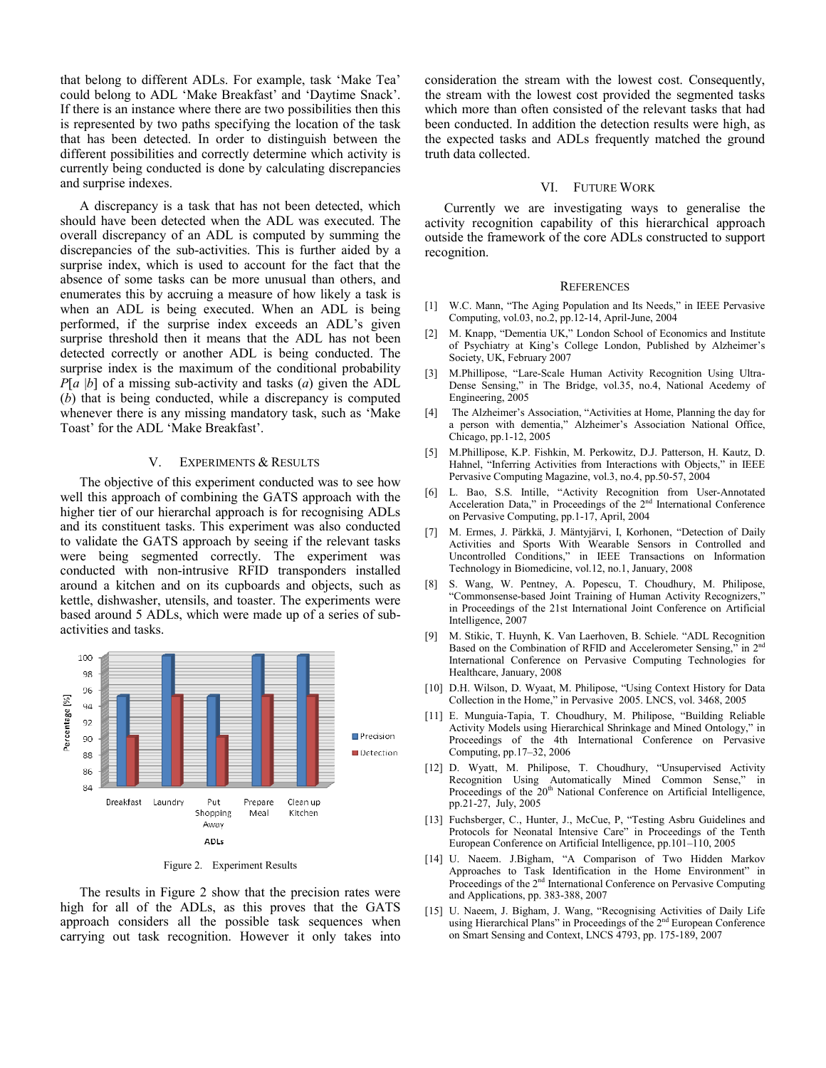that belong to different ADLs. For example, task 'Make Tea' could belong to ADL 'Make Breakfast' and 'Daytime Snack'. If there is an instance where there are two possibilities then this is represented by two paths specifying the location of the task that has been detected. In order to distinguish between the different possibilities and correctly determine which activity is currently being conducted is done by calculating discrepancies and surprise indexes.

A discrepancy is a task that has not been detected, which should have been detected when the ADL was executed. The overall discrepancy of an ADL is computed by summing the discrepancies of the sub-activities. This is further aided by a surprise index, which is used to account for the fact that the absence of some tasks can be more unusual than others, and enumerates this by accruing a measure of how likely a task is when an ADL is being executed. When an ADL is being performed, if the surprise index exceeds an ADL's given surprise threshold then it means that the ADL has not been detected correctly or another ADL is being conducted. The surprise index is the maximum of the conditional probability $P[a \mid b]$ of a missing sub-activity and tasks ($a$) given the ADL ($b$) that is being conducted, while a discrepancy is computed whenever there is any missing mandatory task, such as 'Make Toast' for the ADL 'Make Breakfast'.

## V. Experiments & Results

The objective of this experiment conducted was to see how well this approach of combining the GATS approach with the higher tier of our hierarchal approach is for recognising ADLs and its constituent tasks. This experiment was also conducted to validate the GATS approach by seeing if the relevant tasks were being segmented correctly. The experiment was conducted with non-intrusive RFID transponders installed around a kitchen and on its cupboards and objects, such as kettle, dishwasher, utensils, and toaster. The experiments were based around 5 ADLs, which were made up of a series of sub-activities and tasks.

Percentage [%]
100
98
96
94
92
90
88
86
84
Breakfast
Laundry
Put Shopping Away
Prepare Meal
Clean up Kitchen
ADLs
Precision
Detection

Figure 2. Experiment Results

The results in Figure 2 show that the precision rates were high for all of the ADLs, as this proves that the GATS approach considers all the possible task sequences when carrying out task recognition. However it only takes into consideration the stream with the lowest cost. Consequently, the stream with the lowest cost provided the segmented tasks which more than often consisted of the relevant tasks that had been conducted. In addition the detection results were high, as the expected tasks and ADLs frequently matched the ground truth data collected.

## VI. Future Work

Currently we are investigating ways to generalise the activity recognition capability of this hierarchical approach outside the framework of the core ADLs constructed to support recognition.

## References

[1] W.C. Mann, "The Aging Population and Its Needs," in IEEE Pervasive Computing, vol.03, no.2, pp.12-14, April-June, 2004

[2] M. Knapp, "Dementia UK," London School of Economics and Institute of Psychiatry at King's College London, Published by Alzheimer's Society, UK, February 2007

[3] M.Phillipose, "Lare-Scale Human Activity Recognition Using Ultra-Dense Sensing," in The Bridge, vol.35, no.4, National Acedemy of Engineering, 2005

[4] The Alzheimer's Association, "Activities at Home, Planning the day for a person with dementia," Alzheimer's Association National Office, Chicago, pp.1-12, 2005

[5] M.Phillipose, K.P. Fishkin, M. Perkowitz, D.J. Patterson, H. Kautz, D. Hahnel, "Inferring Activities from Interactions with Objects," in IEEE Pervasive Computing Magazine, vol.3, no.4, pp.50-57, 2004

[6] L. Bao, S.S. Intille, "Activity Recognition from User-Annotated Acceleration Data," in Proceedings of the 2nd International Conference on Pervasive Computing, pp.1-17, April, 2004

[7] M. Ermes, J. Pärkkä, J. Mäntyjärvi, I, Korhonen, "Detection of Daily Activities and Sports With Wearable Sensors in Controlled and Uncontrolled Conditions," in IEEE Transactions on Information Technology in Biomedicine, vol.12, no.1, January, 2008

[8] S. Wang, W. Pentney, A. Popescu, T. Choudhury, M. Philipose, "Commonsense-based Joint Training of Human Activity Recognizers," in Proceedings of the 21st International Joint Conference on Artificial Intelligence, 2007

[9] M. Stikic, T. Huynh, K. Van Laerhoven, B. Schiele. "ADL Recognition Based on the Combination of RFID and Accelerometer Sensing," in 2nd International Conference on Pervasive Computing Technologies for Healthcare, January, 2008

[10] D.H. Wilson, D. Wyaat, M. Philipose, "Using Context History for Data Collection in the Home," in Pervasive 2005. LNCS, vol. 3468, 2005

[11] E. Munguia-Tapia, T. Choudhury, M. Philipose, "Building Reliable Activity Models using Hierarchical Shrinkage and Mined Ontology," in Proceedings of the 4th International Conference on Pervasive Computing, pp.17–32, 2006

[12] D. Wyatt, M. Philipose, T. Choudhury, "Unsupervised Activity Recognition Using Automatically Mined Common Sense," in Proceedings of the 20th National Conference on Artificial Intelligence, pp.21-27, July, 2005

[13] Fuchsberger, C., Hunter, J., McCue, P, "Testing Asbru Guidelines and Protocols for Neonatal Intensive Care" in Proceedings of the Tenth European Conference on Artificial Intelligence, pp.101–110, 2005

[14] U. Naeem. J.Bigham, "A Comparison of Two Hidden Markov Approaches to Task Identification in the Home Environment" in Proceedings of the 2nd International Conference on Pervasive Computing and Applications, pp. 383-388, 2007

[15] U. Naeem, J. Bigham, J. Wang, "Recognising Activities of Daily Life using Hierarchical Plans" in Proceedings of the 2nd European Conference on Smart Sensing and Context, LNCS 4793, pp. 175-189, 2007